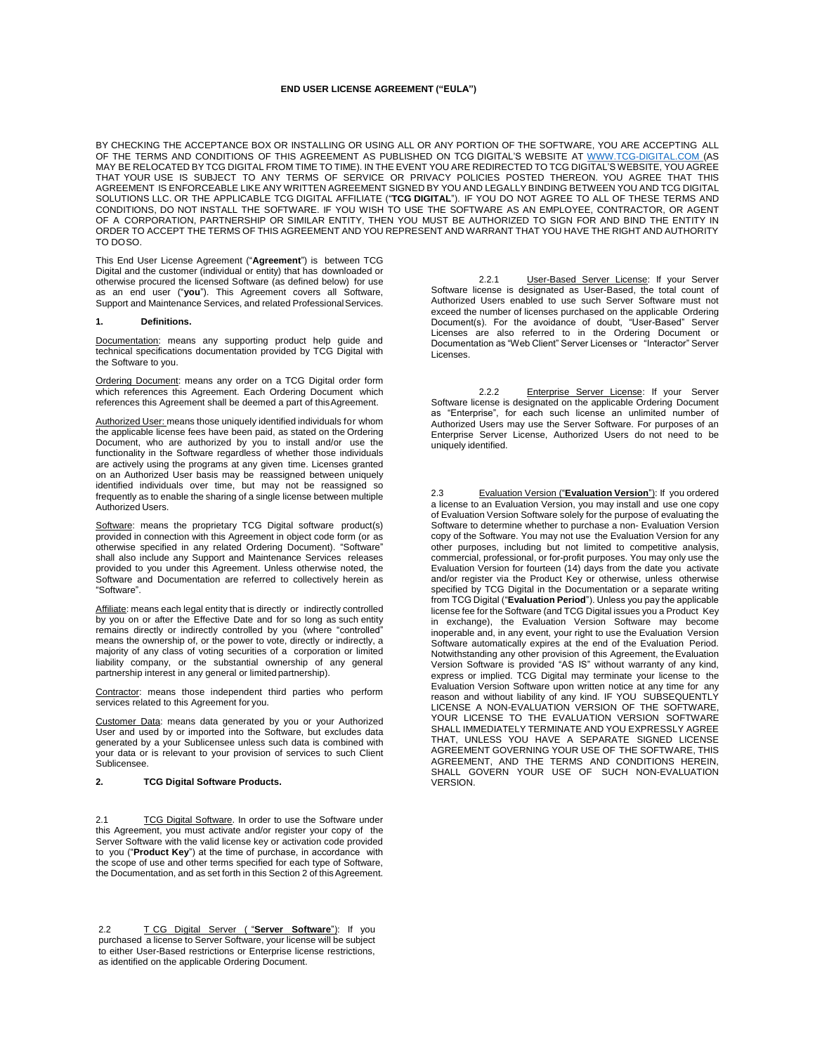# END USER LICENSE AGREEMENT ("EULA")

BY CHECKING THE ACCEPTANCE BOX OR INSTALLING OR USING ALL OR ANY PORTION OF THE SOFTWARE, YOU ARE ACCEPTING ALL OF THE TERMS AND CONDITIONS OF THIS AGREEMENT AS PUBLISHED ON TCG DIGITAL'S WEBSITE AT WWW.TCG-DIGITAL.COM (AS MAY BE RELOCATED BY TCG DIGITAL FROM TIME TO TIME). IN THE EVENT YOU ARE REDIRECTED TO TCG DIGITAL'S WEBSITE, YOU AGREE THAT YOUR USE IS SUBJECT TO ANY TERMS OF SERVICE OR PRIVACY POLICIES POSTED THEREON. YOU AGREE THAT THIS AGREEMENT IS ENFORCEABLE LIKE ANY WRITTEN AGREEMENT SIGNED BY YOU AND LEGALLY BINDING BETWEEN YOU AND TCG DIGITAL SOLUTIONS LLC. OR THE APPLICABLE TCG DIGITAL AFFILIATE ("**TCG DIGITAL**"). IF YOU DO NOT AGREE TO ALL OF THESE TERMS AND CONDITIONS, DO NOT INSTALL THE SOFTWARE. IF YOU WISH TO USE THE SOFTWARE AS AN EMPLOYEE, CONTRACTOR, OR AGENT OF A CORPORATION, PARTNERSHIP OR SIMILAR ENTITY, THEN YOU MUST BE AUTHORIZED TO SIGN FOR AND BIND THE ENTITY IN ORDER TO ACCEPT THE TERMS OF THIS AGREEMENT AND YOU REPRESENT AND WARRANT THAT YOU HAVE THE RIGHT AND AUTHORITY TO DO SO.

This End User License Agreement ("**Agreement**") is between TCG Digital and the customer (individual or entity) that has downloaded or otherwise procured the licensed Software (as defined below) for use as an end user ("**you**"). This Agreement covers all Software, Support and Maintenance Services, and related Professional Services.

## 1. Definitions.

Documentation: means any supporting product help guide and technical specifications documentation provided by TCG Digital with the Software to you.

Ordering Document: means any order on a TCG Digital order form which references this Agreement. Each Ordering Document which references this Agreement shall be deemed a part of this Agreement.

Authorized User: means those uniquely identified individuals for whom the applicable license fees have been paid, as stated on the Ordering Document, who are authorized by you to install and/or use the functionality in the Software regardless of whether those individuals are actively using the programs at any given time. Licenses granted on an Authorized User basis may be reassigned between uniquely identified individuals over time, but may not be reassigned so frequently as to enable the sharing of a single license between multiple Authorized Users.

Software: means the proprietary TCG Digital software product(s) provided in connection with this Agreement in object code form (or as otherwise specified in any related Ordering Document). "Software" shall also include any Support and Maintenance Services releases provided to you under this Agreement. Unless otherwise noted, the Software and Documentation are referred to collectively herein as "Software".

Affiliate: means each legal entity that is directly or indirectly controlled by you on or after the Effective Date and for so long as such entity remains directly or indirectly controlled by you (where "controlled" means the ownership of, or the power to vote, directly or indirectly, a majority of any class of voting securities of a corporation or limited liability company, or the substantial ownership of any general partnership interest in any general or limited partnership).

Contractor: means those independent third parties who perform services related to this Agreement for you.

Customer Data: means data generated by you or your Authorized User and used by or imported into the Software, but excludes data generated by a your Sublicensee unless such data is combined with your data or is relevant to your provision of services to such Client Sublicensee.

## 2. TCG Digital Software Products.

2.1 TCG Digital Software. In order to use the Software under this Agreement, you must activate and/or register your copy of the Server Software with the valid license key or activation code provided to you ("**Product Key**") at the time of purchase, in accordance with the scope of use and other terms specified for each type of Software, the Documentation, and as set forth in this Section 2 of this Agreement.

2.2 T CG Digital Server ( "**Server Software**"): If you purchased a license to Server Software, your license will be subject to either User-Based restrictions or Enterprise license restrictions, as identified on the applicable Ordering Document.

2.2.1 User-Based Server License: If your Server Software license is designated as User-Based, the total count of Authorized Users enabled to use such Server Software must not exceed the number of licenses purchased on the applicable Ordering Document(s). For the avoidance of doubt, "User-Based" Server Licenses are also referred to in the Ordering Document or Documentation as "Web Client" Server Licenses or "Interactor" Server Licenses.

2.2.2 Enterprise Server License: If your Server Software license is designated on the applicable Ordering Document as "Enterprise", for each such license an unlimited number of Authorized Users may use the Server Software. For purposes of an Enterprise Server License, Authorized Users do not need to be uniquely identified.

2.3 Evaluation Version ("**Evaluation Version**"): If you ordered a license to an Evaluation Version, you may install and use one copy of Evaluation Version Software solely for the purpose of evaluating the Software to determine whether to purchase a non- Evaluation Version copy of the Software. You may not use the Evaluation Version for any other purposes, including but not limited to competitive analysis, commercial, professional, or for-profit purposes. You may only use the Evaluation Version for fourteen (14) days from the date you activate and/or register via the Product Key or otherwise, unless otherwise specified by TCG Digital in the Documentation or a separate writing from TCG Digital ("**Evaluation Period**"). Unless you pay the applicable license fee for the Software (and TCG Digital issues you a Product Key in exchange), the Evaluation Version Software may become inoperable and, in any event, your right to use the Evaluation Version Software automatically expires at the end of the Evaluation Period. Notwithstanding any other provision of this Agreement, the Evaluation Version Software is provided "AS IS" without warranty of any kind, express or implied. TCG Digital may terminate your license to the Evaluation Version Software upon written notice at any time for any reason and without liability of any kind. IF YOU SUBSEQUENTLY LICENSE A NON-EVALUATION VERSION OF THE SOFTWARE, YOUR LICENSE TO THE EVALUATION VERSION SOFTWARE SHALL IMMEDIATELY TERMINATE AND YOU EXPRESSLY AGREE THAT, UNLESS YOU HAVE A SEPARATE SIGNED LICENSE AGREEMENT GOVERNING YOUR USE OF THE SOFTWARE, THIS AGREEMENT, AND THE TERMS AND CONDITIONS HEREIN, SHALL GOVERN YOUR USE OF SUCH NON-EVALUATION VERSION.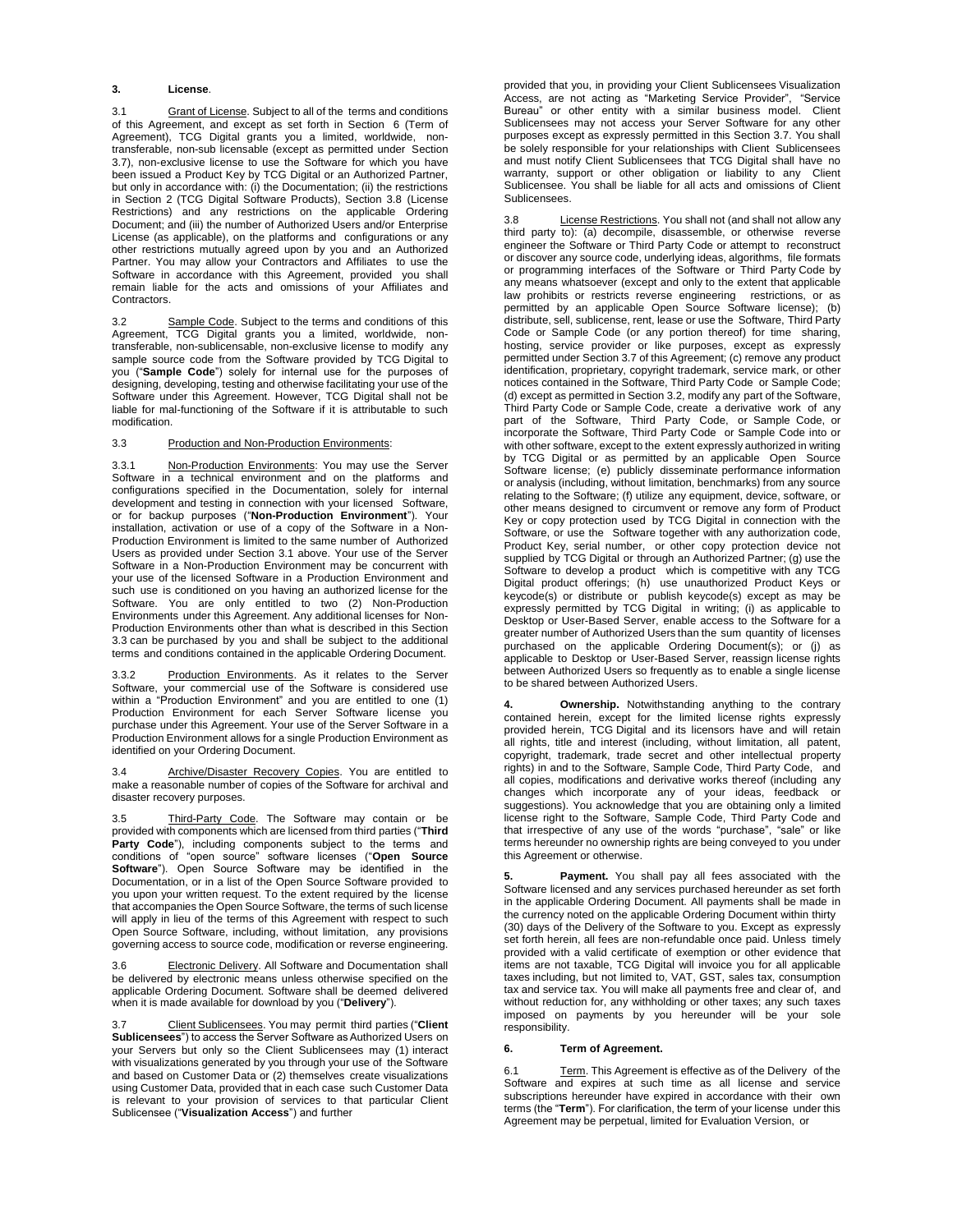### 3. License.

3.1 Grant of License. Subject to all of the terms and conditions of this Agreement, and except as set forth in Section 6 (Term of Agreement), TCG Digital grants you a limited, worldwide, non-transferable, non-sub licensable (except as permitted under Section 3.7), non-exclusive license to use the Software for which you have been issued a Product Key by TCG Digital or an Authorized Partner, but only in accordance with: (i) the Documentation; (ii) the restrictions in Section 2 (TCG Digital Software Products), Section 3.8 (License Restrictions) and any restrictions on the applicable Ordering Document; and (iii) the number of Authorized Users and/or Enterprise License (as applicable), on the platforms and configurations or any other restrictions mutually agreed upon by you and an Authorized Partner. You may allow your Contractors and Affiliates to use the Software in accordance with this Agreement, provided you shall remain liable for the acts and omissions of your Affiliates and Contractors.

3.2 Sample Code. Subject to the terms and conditions of this Agreement, TCG Digital grants you a limited, worldwide, non-transferable, non-sublicensable, non-exclusive license to modify any sample source code from the Software provided by TCG Digital to you ("**Sample Code**") solely for internal use for the purposes of designing, developing, testing and otherwise facilitating your use of the Software under this Agreement. However, TCG Digital shall not be liable for mal-functioning of the Software if it is attributable to such modification.

3.3 Production and Non-Production Environments:

3.3.1 Non-Production Environments: You may use the Server Software in a technical environment and on the platforms and configurations specified in the Documentation, solely for internal development and testing in connection with your licensed Software, or for backup purposes ("**Non-Production Environment**"). Your installation, activation or use of a copy of the Software in a Non-Production Environment is limited to the same number of Authorized Users as provided under Section 3.1 above. Your use of the Server Software in a Non-Production Environment may be concurrent with your use of the licensed Software in a Production Environment and such use is conditioned on you having an authorized license for the Software. You are only entitled to two (2) Non-Production Environments under this Agreement. Any additional licenses for Non-Production Environments other than what is described in this Section 3.3 can be purchased by you and shall be subject to the additional terms and conditions contained in the applicable Ordering Document.

3.3.2 Production Environments. As it relates to the Server Software, your commercial use of the Software is considered use within a "Production Environment" and you are entitled to one (1) Production Environment for each Server Software license you purchase under this Agreement. Your use of the Server Software in a Production Environment allows for a single Production Environment as identified on your Ordering Document.

3.4 Archive/Disaster Recovery Copies. You are entitled to make a reasonable number of copies of the Software for archival and disaster recovery purposes.

3.5 Third-Party Code. The Software may contain or be provided with components which are licensed from third parties ("**Third Party Code**"), including components subject to the terms and conditions of "open source" software licenses ("**Open Source Software**"). Open Source Software may be identified in the Documentation, or in a list of the Open Source Software provided to you upon your written request. To the extent required by the license that accompanies the Open Source Software, the terms of such license will apply in lieu of the terms of this Agreement with respect to such Open Source Software, including, without limitation, any provisions governing access to source code, modification or reverse engineering.

3.6 Electronic Delivery. All Software and Documentation shall be delivered by electronic means unless otherwise specified on the applicable Ordering Document. Software shall be deemed delivered when it is made available for download by you ("**Delivery**").

3.7 Client Sublicensees. You may permit third parties ("**Client Sublicensees**") to access the Server Software as Authorized Users on your Servers but only so the Client Sublicensees may (1) interact with visualizations generated by you through your use of the Software and based on Customer Data or (2) themselves create visualizations using Customer Data, provided that in each case such Customer Data is relevant to your provision of services to that particular Client Sublicensee ("**Visualization Access**") and further provided that you, in providing your Client Sublicensees Visualization Access, are not acting as "Marketing Service Provider", "Service Bureau" or other entity with a similar business model. Client Sublicensees may not access your Server Software for any other purposes except as expressly permitted in this Section 3.7. You shall be solely responsible for your relationships with Client Sublicensees and must notify Client Sublicensees that TCG Digital shall have no warranty, support or other obligation or liability to any Client Sublicensee. You shall be liable for all acts and omissions of Client Sublicensees.

3.8 License Restrictions. You shall not (and shall not allow any third party to): (a) decompile, disassemble, or otherwise reverse engineer the Software or Third Party Code or attempt to reconstruct or discover any source code, underlying ideas, algorithms, file formats or programming interfaces of the Software or Third Party Code by any means whatsoever (except and only to the extent that applicable law prohibits or restricts reverse engineering restrictions, or as permitted by an applicable Open Source Software license); (b) distribute, sell, sublicense, rent, lease or use the Software, Third Party Code or Sample Code (or any portion thereof) for time sharing, hosting, service provider or like purposes, except as expressly permitted under Section 3.7 of this Agreement; (c) remove any product identification, proprietary, copyright trademark, service mark, or other notices contained in the Software, Third Party Code or Sample Code; (d) except as permitted in Section 3.2, modify any part of the Software, Third Party Code or Sample Code, create a derivative work of any part of the Software, Third Party Code, or Sample Code, or incorporate the Software, Third Party Code or Sample Code into or with other software, except to the extent expressly authorized in writing by TCG Digital or as permitted by an applicable Open Source Software license; (e) publicly disseminate performance information or analysis (including, without limitation, benchmarks) from any source relating to the Software; (f) utilize any equipment, device, software, or other means designed to circumvent or remove any form of Product Key or copy protection used by TCG Digital in connection with the Software, or use the Software together with any authorization code, Product Key, serial number, or other copy protection device not supplied by TCG Digital or through an Authorized Partner; (g) use the Software to develop a product which is competitive with any TCG Digital product offerings; (h) use unauthorized Product Keys or keycode(s) or distribute or publish keycode(s) except as may be expressly permitted by TCG Digital in writing; (i) as applicable to Desktop or User-Based Server, enable access to the Software for a greater number of Authorized Users than the sum quantity of licenses purchased on the applicable Ordering Document(s); or (j) as applicable to Desktop or User-Based Server, reassign license rights between Authorized Users so frequently as to enable a single license to be shared between Authorized Users.

**4. Ownership.** Notwithstanding anything to the contrary contained herein, except for the limited license rights expressly provided herein, TCG Digital and its licensors have and will retain all rights, title and interest (including, without limitation, all patent, copyright, trademark, trade secret and other intellectual property rights) in and to the Software, Sample Code, Third Party Code, and all copies, modifications and derivative works thereof (including any changes which incorporate any of your ideas, feedback or suggestions). You acknowledge that you are obtaining only a limited license right to the Software, Sample Code, Third Party Code and that irrespective of any use of the words "purchase", "sale" or like terms hereunder no ownership rights are being conveyed to you under this Agreement or otherwise.

**5. Payment.** You shall pay all fees associated with the Software licensed and any services purchased hereunder as set forth in the applicable Ordering Document. All payments shall be made in the currency noted on the applicable Ordering Document within thirty (30) days of the Delivery of the Software to you. Except as expressly set forth herein, all fees are non-refundable once paid. Unless timely provided with a valid certificate of exemption or other evidence that items are not taxable, TCG Digital will invoice you for all applicable taxes including, but not limited to, VAT, GST, sales tax, consumption tax and service tax. You will make all payments free and clear of, and without reduction for, any withholding or other taxes; any such taxes imposed on payments by you hereunder will be your sole responsibility.

### 6. Term of Agreement.

6.1 Term. This Agreement is effective as of the Delivery of the Software and expires at such time as all license and service subscriptions hereunder have expired in accordance with their own terms (the "**Term**"). For clarification, the term of your license under this Agreement may be perpetual, limited for Evaluation Version, or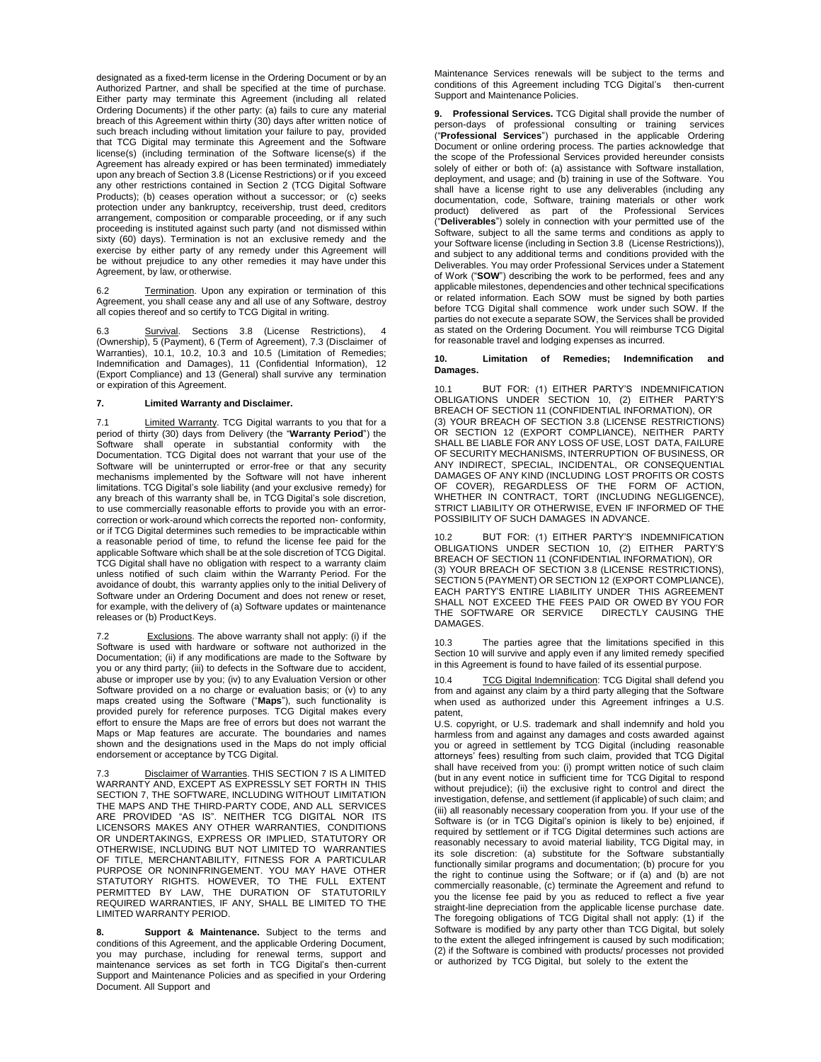designated as a fixed-term license in the Ordering Document or by an Authorized Partner, and shall be specified at the time of purchase. Either party may terminate this Agreement (including all related Ordering Documents) if the other party: (a) fails to cure any material breach of this Agreement within thirty (30) days after written notice of such breach including without limitation your failure to pay, provided that TCG Digital may terminate this Agreement and the Software license(s) (including termination of the Software license(s) if the Agreement has already expired or has been terminated) immediately upon any breach of Section 3.8 (License Restrictions) or if you exceed any other restrictions contained in Section 2 (TCG Digital Software Products); (b) ceases operation without a successor; or (c) seeks protection under any bankruptcy, receivership, trust deed, creditors arrangement, composition or comparable proceeding, or if any such proceeding is instituted against such party (and not dismissed within sixty (60) days). Termination is not an exclusive remedy and the exercise by either party of any remedy under this Agreement will be without prejudice to any other remedies it may have under this Agreement, by law, or otherwise.

6.2 Termination. Upon any expiration or termination of this Agreement, you shall cease any and all use of any Software, destroy all copies thereof and so certify to TCG Digital in writing.

6.3 Survival. Sections 3.8 (License Restrictions), 4 (Ownership), 5 (Payment), 6 (Term of Agreement), 7.3 (Disclaimer of Warranties), 10.1, 10.2, 10.3 and 10.5 (Limitation of Remedies; Indemnification and Damages), 11 (Confidential Information), 12 (Export Compliance) and 13 (General) shall survive any termination or expiration of this Agreement.

## 7. Limited Warranty and Disclaimer.

7.1 Limited Warranty. TCG Digital warrants to you that for a period of thirty (30) days from Delivery (the "**Warranty Period**") the Software shall operate in substantial conformity with the Documentation. TCG Digital does not warrant that your use of the Software will be uninterrupted or error-free or that any security mechanisms implemented by the Software will not have inherent limitations. TCG Digital's sole liability (and your exclusive remedy) for any breach of this warranty shall be, in TCG Digital's sole discretion, to use commercially reasonable efforts to provide you with an error-correction or work-around which corrects the reported non-conformity, or if TCG Digital determines such remedies to be impracticable within a reasonable period of time, to refund the license fee paid for the applicable Software which shall be at the sole discretion of TCG Digital. TCG Digital shall have no obligation with respect to a warranty claim unless notified of such claim within the Warranty Period. For the avoidance of doubt, this warranty applies only to the initial Delivery of Software under an Ordering Document and does not renew or reset, for example, with the delivery of (a) Software updates or maintenance releases or (b) Product Keys.

7.2 Exclusions. The above warranty shall not apply: (i) if the Software is used with hardware or software not authorized in the Documentation; (ii) if any modifications are made to the Software by you or any third party; (iii) to defects in the Software due to accident, abuse or improper use by you; (iv) to any Evaluation Version or other Software provided on a no charge or evaluation basis; or (v) to any maps created using the Software ("**Maps**"), such functionality is provided purely for reference purposes. TCG Digital makes every effort to ensure the Maps are free of errors but does not warrant the Maps or Map features are accurate. The boundaries and names shown and the designations used in the Maps do not imply official endorsement or acceptance by TCG Digital.

7.3 Disclaimer of Warranties. THIS SECTION 7 IS A LIMITED WARRANTY AND, EXCEPT AS EXPRESSLY SET FORTH IN THIS SECTION 7, THE SOFTWARE, INCLUDING WITHOUT LIMITATION THE MAPS AND THE THIRD-PARTY CODE, AND ALL SERVICES ARE PROVIDED "AS IS". NEITHER TCG DIGITAL NOR ITS LICENSORS MAKES ANY OTHER WARRANTIES, CONDITIONS OR UNDERTAKINGS, EXPRESS OR IMPLIED, STATUTORY OR OTHERWISE, INCLUDING BUT NOT LIMITED TO WARRANTIES OF TITLE, MERCHANTABILITY, FITNESS FOR A PARTICULAR PURPOSE OR NONINFRINGEMENT. YOU MAY HAVE OTHER STATUTORY RIGHTS. HOWEVER, TO THE FULL EXTENT PERMITTED BY LAW, THE DURATION OF STATUTORILY REQUIRED WARRANTIES, IF ANY, SHALL BE LIMITED TO THE LIMITED WARRANTY PERIOD.

**8. Support & Maintenance.** Subject to the terms and conditions of this Agreement, and the applicable Ordering Document, you may purchase, including for renewal terms, support and maintenance services as set forth in TCG Digital's then-current Support and Maintenance Policies and as specified in your Ordering Document. All Support and Maintenance Services renewals will be subject to the terms and conditions of this Agreement including TCG Digital's then-current Support and Maintenance Policies.

**9. Professional Services.** TCG Digital shall provide the number of person-days of professional consulting or training services ("**Professional Services**") purchased in the applicable Ordering Document or online ordering process. The parties acknowledge that the scope of the Professional Services provided hereunder consists solely of either or both of: (a) assistance with Software installation, deployment, and usage; and (b) training in use of the Software. You shall have a license right to use any deliverables (including any documentation, code, Software, training materials or other work product) delivered as part of the Professional Services ("**Deliverables**") solely in connection with your permitted use of the Software, subject to all the same terms and conditions as apply to your Software license (including in Section 3.8 (License Restrictions)), and subject to any additional terms and conditions provided with the Deliverables. You may order Professional Services under a Statement of Work ("**SOW**") describing the work to be performed, fees and any applicable milestones, dependencies and other technical specifications or related information. Each SOW must be signed by both parties before TCG Digital shall commence work under such SOW. If the parties do not execute a separate SOW, the Services shall be provided as stated on the Ordering Document. You will reimburse TCG Digital for reasonable travel and lodging expenses as incurred.

## 10. Limitation of Remedies; Indemnification and Damages.

10.1 BUT FOR: (1) EITHER PARTY'S INDEMNIFICATION OBLIGATIONS UNDER SECTION 10, (2) EITHER PARTY'S BREACH OF SECTION 11 (CONFIDENTIAL INFORMATION), OR (3) YOUR BREACH OF SECTION 3.8 (LICENSE RESTRICTIONS) OR SECTION 12 (EXPORT COMPLIANCE), NEITHER PARTY SHALL BE LIABLE FOR ANY LOSS OF USE, LOST DATA, FAILURE OF SECURITY MECHANISMS, INTERRUPTION OF BUSINESS, OR ANY INDIRECT, SPECIAL, INCIDENTAL, OR CONSEQUENTIAL DAMAGES OF ANY KIND (INCLUDING LOST PROFITS OR COSTS OF COVER), REGARDLESS OF THE FORM OF ACTION, WHETHER IN CONTRACT, TORT (INCLUDING NEGLIGENCE), STRICT LIABILITY OR OTHERWISE, EVEN IF INFORMED OF THE POSSIBILITY OF SUCH DAMAGES IN ADVANCE.

10.2 BUT FOR: (1) EITHER PARTY'S INDEMNIFICATION OBLIGATIONS UNDER SECTION 10, (2) EITHER PARTY'S BREACH OF SECTION 11 (CONFIDENTIAL INFORMATION), OR (3) YOUR BREACH OF SECTION 3.8 (LICENSE RESTRICTIONS), SECTION 5 (PAYMENT) OR SECTION 12 (EXPORT COMPLIANCE), EACH PARTY'S ENTIRE LIABILITY UNDER THIS AGREEMENT SHALL NOT EXCEED THE FEES PAID OR OWED BY YOU FOR THE SOFTWARE OR SERVICE DIRECTLY CAUSING THE DAMAGES.

10.3 The parties agree that the limitations specified in this Section 10 will survive and apply even if any limited remedy specified in this Agreement is found to have failed of its essential purpose.

10.4 TCG Digital Indemnification: TCG Digital shall defend you from and against any claim by a third party alleging that the Software when used as authorized under this Agreement infringes a U.S. patent, U.S. copyright, or U.S. trademark and shall indemnify and hold you harmless from and against any damages and costs awarded against you or agreed in settlement by TCG Digital (including reasonable attorneys' fees) resulting from such claim, provided that TCG Digital shall have received from you: (i) prompt written notice of such claim (but in any event notice in sufficient time for TCG Digital to respond without prejudice); (ii) the exclusive right to control and direct the investigation, defense, and settlement (if applicable) of such claim; and (iii) all reasonably necessary cooperation from you. If your use of the Software is (or in TCG Digital's opinion is likely to be) enjoined, if required by settlement or if TCG Digital determines such actions are reasonably necessary to avoid material liability, TCG Digital may, in its sole discretion: (a) substitute for the Software substantially functionally similar programs and documentation; (b) procure for you the right to continue using the Software; or if (a) and (b) are not commercially reasonable, (c) terminate the Agreement and refund to you the license fee paid by you as reduced to reflect a five year straight-line depreciation from the applicable license purchase date. The foregoing obligations of TCG Digital shall not apply: (1) if the Software is modified by any party other than TCG Digital, but solely to the extent the alleged infringement is caused by such modification; (2) if the Software is combined with products/ processes not provided or authorized by TCG Digital, but solely to the extent the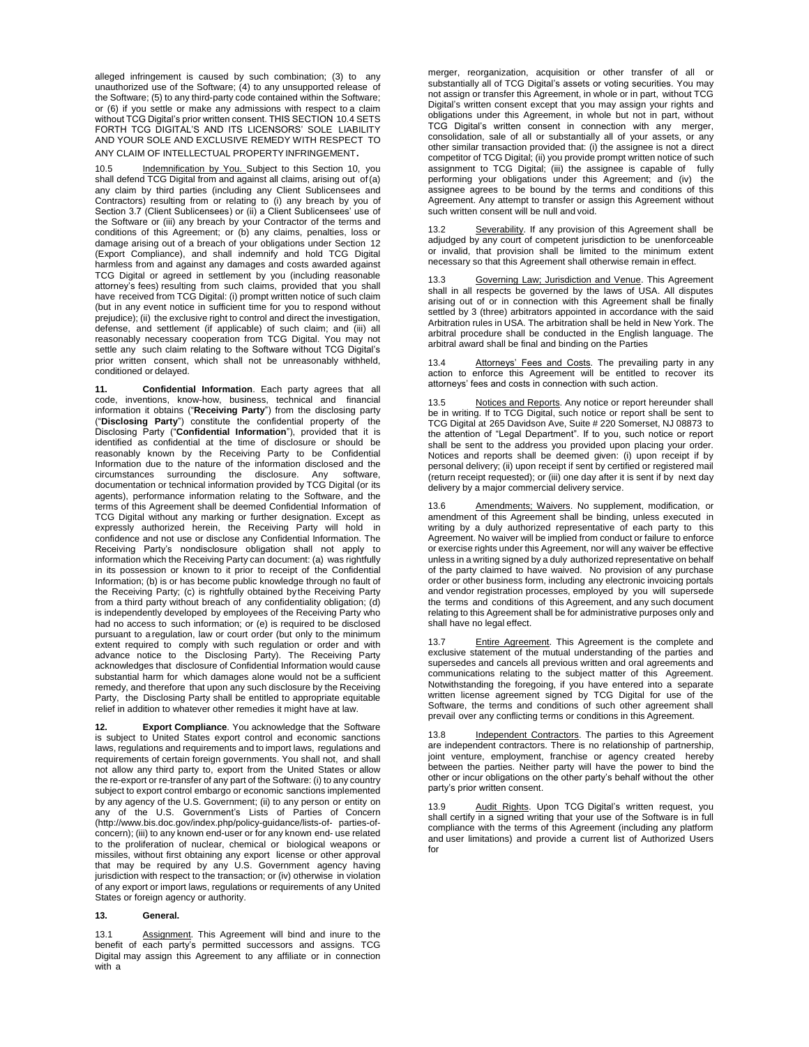alleged infringement is caused by such combination; (3) to any unauthorized use of the Software; (4) to any unsupported release of the Software; (5) to any third-party code contained within the Software; or (6) if you settle or make any admissions with respect to a claim without TCG Digital's prior written consent. THIS SECTION 10.4 SETS FORTH TCG DIGITAL'S AND ITS LICENSORS' SOLE LIABILITY AND YOUR SOLE AND EXCLUSIVE REMEDY WITH RESPECT TO ANY CLAIM OF INTELLECTUAL PROPERTY INFRINGEMENT.

10.5 Indemnification by You. Subject to this Section 10, you shall defend TCG Digital from and against all claims, arising out of (a) any claim by third parties (including any Client Sublicensees and Contractors) resulting from or relating to (i) any breach by you of Section 3.7 (Client Sublicensees) or (ii) a Client Sublicensees' use of the Software or (iii) any breach by your Contractor of the terms and conditions of this Agreement; or (b) any claims, penalties, loss or damage arising out of a breach of your obligations under Section 12 (Export Compliance), and shall indemnify and hold TCG Digital harmless from and against any damages and costs awarded against TCG Digital or agreed in settlement by you (including reasonable attorney's fees) resulting from such claims, provided that you shall have received from TCG Digital: (i) prompt written notice of such claim (but in any event notice in sufficient time for you to respond without prejudice); (ii) the exclusive right to control and direct the investigation, defense, and settlement (if applicable) of such claim; and (iii) all reasonably necessary cooperation from TCG Digital. You may not settle any such claim relating to the Software without TCG Digital's prior written consent, which shall not be unreasonably withheld, conditioned or delayed.

**11. Confidential Information**. Each party agrees that all code, inventions, know-how, business, technical and financial information it obtains ("**Receiving Party**") from the disclosing party ("**Disclosing Party**") constitute the confidential property of the Disclosing Party ("**Confidential Information**"), provided that it is identified as confidential at the time of disclosure or should be reasonably known by the Receiving Party to be Confidential Information due to the nature of the information disclosed and the circumstances surrounding the disclosure. Any software, documentation or technical information provided by TCG Digital (or its agents), performance information relating to the Software, and the terms of this Agreement shall be deemed Confidential Information of TCG Digital without any marking or further designation. Except as expressly authorized herein, the Receiving Party will hold in confidence and not use or disclose any Confidential Information. The Receiving Party's nondisclosure obligation shall not apply to information which the Receiving Party can document: (a) was rightfully in its possession or known to it prior to receipt of the Confidential Information; (b) is or has become public knowledge through no fault of the Receiving Party; (c) is rightfully obtained by the Receiving Party from a third party without breach of any confidentiality obligation; (d) is independently developed by employees of the Receiving Party who had no access to such information; or (e) is required to be disclosed pursuant to a regulation, law or court order (but only to the minimum extent required to comply with such regulation or order and with advance notice to the Disclosing Party). The Receiving Party acknowledges that disclosure of Confidential Information would cause substantial harm for which damages alone would not be a sufficient remedy, and therefore that upon any such disclosure by the Receiving Party, the Disclosing Party shall be entitled to appropriate equitable relief in addition to whatever other remedies it might have at law.

**12. Export Compliance**. You acknowledge that the Software is subject to United States export control and economic sanctions laws, regulations and requirements and to import laws, regulations and requirements of certain foreign governments. You shall not, and shall not allow any third party to, export from the United States or allow the re-export or re-transfer of any part of the Software: (i) to any country subject to export control embargo or economic sanctions implemented by any agency of the U.S. Government; (ii) to any person or entity on any of the U.S. Government's Lists of Parties of Concern (http://www.bis.doc.gov/index.php/policy-guidance/lists-of- parties-of-concern); (iii) to any known end-user or for any known end- use related to the proliferation of nuclear, chemical or biological weapons or missiles, without first obtaining any export license or other approval that may be required by any U.S. Government agency having jurisdiction with respect to the transaction; or (iv) otherwise in violation of any export or import laws, regulations or requirements of any United States or foreign agency or authority.

**13. General.**

13.1 Assignment. This Agreement will bind and inure to the benefit of each party's permitted successors and assigns. TCG Digital may assign this Agreement to any affiliate or in connection with a merger, reorganization, acquisition or other transfer of all or substantially all of TCG Digital's assets or voting securities. You may not assign or transfer this Agreement, in whole or in part, without TCG Digital's written consent except that you may assign your rights and obligations under this Agreement, in whole but not in part, without TCG Digital's written consent in connection with any merger, consolidation, sale of all or substantially all of your assets, or any other similar transaction provided that: (i) the assignee is not a direct competitor of TCG Digital; (ii) you provide prompt written notice of such assignment to TCG Digital; (iii) the assignee is capable of fully performing your obligations under this Agreement; and (iv) the assignee agrees to be bound by the terms and conditions of this Agreement. Any attempt to transfer or assign this Agreement without such written consent will be null and void.

13.2 Severability. If any provision of this Agreement shall be adjudged by any court of competent jurisdiction to be unenforceable or invalid, that provision shall be limited to the minimum extent necessary so that this Agreement shall otherwise remain in effect.

13.3 Governing Law; Jurisdiction and Venue. This Agreement shall in all respects be governed by the laws of USA. All disputes arising out of or in connection with this Agreement shall be finally settled by 3 (three) arbitrators appointed in accordance with the said Arbitration rules in USA. The arbitration shall be held in New York. The arbitral procedure shall be conducted in the English language. The arbitral award shall be final and binding on the Parties

13.4 Attorneys' Fees and Costs. The prevailing party in any action to enforce this Agreement will be entitled to recover its attorneys' fees and costs in connection with such action.

13.5 Notices and Reports. Any notice or report hereunder shall be in writing. If to TCG Digital, such notice or report shall be sent to TCG Digital at 265 Davidson Ave, Suite # 220 Somerset, NJ 08873 to the attention of "Legal Department". If to you, such notice or report shall be sent to the address you provided upon placing your order. Notices and reports shall be deemed given: (i) upon receipt if by personal delivery; (ii) upon receipt if sent by certified or registered mail (return receipt requested); or (iii) one day after it is sent if by next day delivery by a major commercial delivery service.

13.6 Amendments; Waivers. No supplement, modification, or amendment of this Agreement shall be binding, unless executed in writing by a duly authorized representative of each party to this Agreement. No waiver will be implied from conduct or failure to enforce or exercise rights under this Agreement, nor will any waiver be effective unless in a writing signed by a duly authorized representative on behalf of the party claimed to have waived. No provision of any purchase order or other business form, including any electronic invoicing portals and vendor registration processes, employed by you will supersede the terms and conditions of this Agreement, and any such document relating to this Agreement shall be for administrative purposes only and shall have no legal effect.

13.7 Entire Agreement. This Agreement is the complete and exclusive statement of the mutual understanding of the parties and supersedes and cancels all previous written and oral agreements and communications relating to the subject matter of this Agreement. Notwithstanding the foregoing, if you have entered into a separate written license agreement signed by TCG Digital for use of the Software, the terms and conditions of such other agreement shall prevail over any conflicting terms or conditions in this Agreement.

13.8 Independent Contractors. The parties to this Agreement are independent contractors. There is no relationship of partnership, joint venture, employment, franchise or agency created hereby between the parties. Neither party will have the power to bind the other or incur obligations on the other party's behalf without the other party's prior written consent.

13.9 Audit Rights. Upon TCG Digital's written request, you shall certify in a signed writing that your use of the Software is in full compliance with the terms of this Agreement (including any platform and user limitations) and provide a current list of Authorized Users for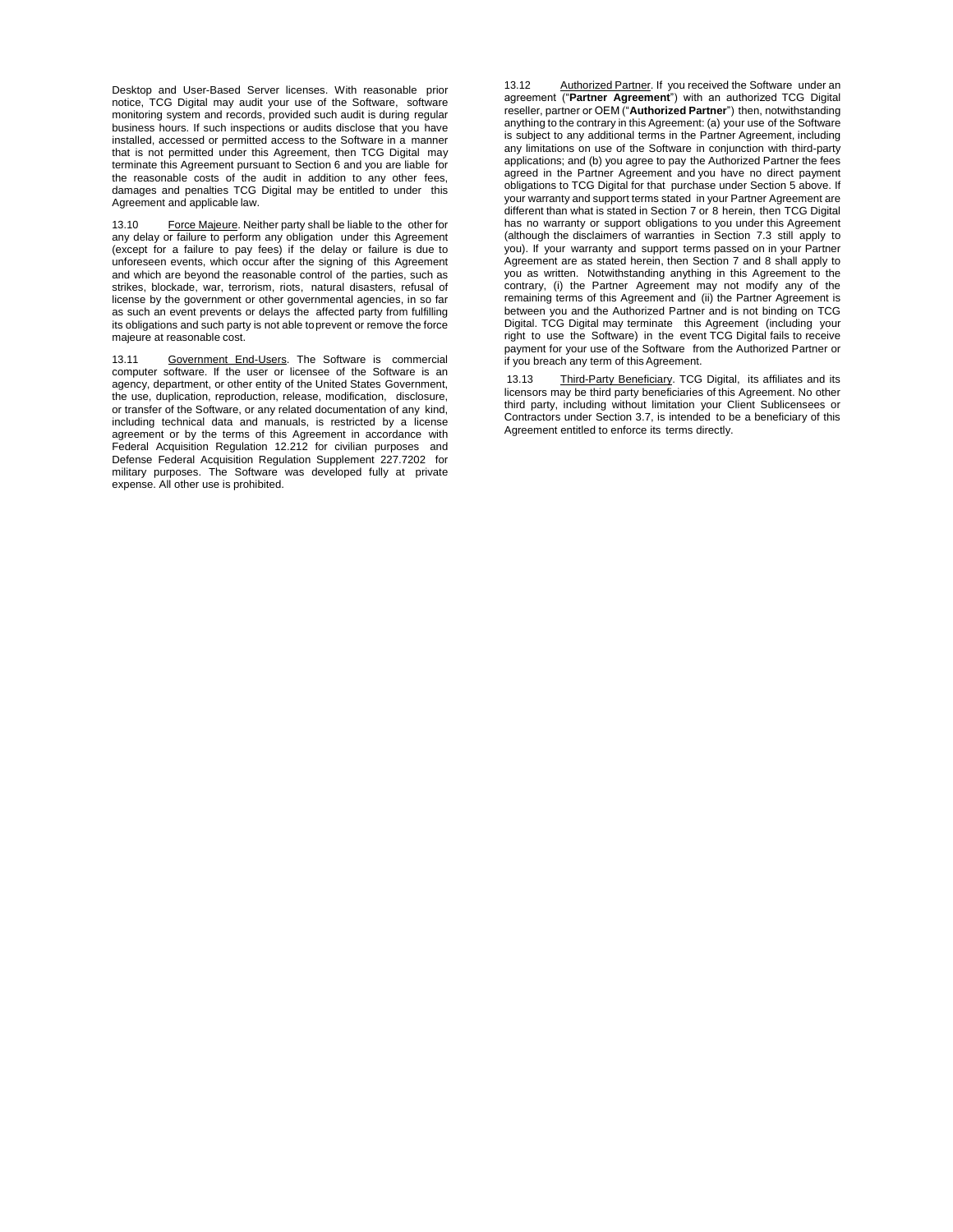Desktop and User-Based Server licenses. With reasonable prior notice, TCG Digital may audit your use of the Software, software monitoring system and records, provided such audit is during regular business hours. If such inspections or audits disclose that you have installed, accessed or permitted access to the Software in a manner that is not permitted under this Agreement, then TCG Digital may terminate this Agreement pursuant to Section 6 and you are liable for the reasonable costs of the audit in addition to any other fees, damages and penalties TCG Digital may be entitled to under this Agreement and applicable law.

13.10 Force Majeure. Neither party shall be liable to the other for any delay or failure to perform any obligation under this Agreement (except for a failure to pay fees) if the delay or failure is due to unforeseen events, which occur after the signing of this Agreement and which are beyond the reasonable control of the parties, such as strikes, blockade, war, terrorism, riots, natural disasters, refusal of license by the government or other governmental agencies, in so far as such an event prevents or delays the affected party from fulfilling its obligations and such party is not able to prevent or remove the force majeure at reasonable cost.

13.11 Government End-Users. The Software is commercial computer software. If the user or licensee of the Software is an agency, department, or other entity of the United States Government, the use, duplication, reproduction, release, modification, disclosure, or transfer of the Software, or any related documentation of any kind, including technical data and manuals, is restricted by a license agreement or by the terms of this Agreement in accordance with Federal Acquisition Regulation 12.212 for civilian purposes and Defense Federal Acquisition Regulation Supplement 227.7202 for military purposes. The Software was developed fully at private expense. All other use is prohibited.

13.12 Authorized Partner. If you received the Software under an agreement ("**Partner Agreement**") with an authorized TCG Digital reseller, partner or OEM ("**Authorized Partner**") then, notwithstanding anything to the contrary in this Agreement: (a) your use of the Software is subject to any additional terms in the Partner Agreement, including any limitations on use of the Software in conjunction with third-party applications; and (b) you agree to pay the Authorized Partner the fees agreed in the Partner Agreement and you have no direct payment obligations to TCG Digital for that purchase under Section 5 above. If your warranty and support terms stated in your Partner Agreement are different than what is stated in Section 7 or 8 herein, then TCG Digital has no warranty or support obligations to you under this Agreement (although the disclaimers of warranties in Section 7.3 still apply to you). If your warranty and support terms passed on in your Partner Agreement are as stated herein, then Section 7 and 8 shall apply to you as written. Notwithstanding anything in this Agreement to the contrary, (i) the Partner Agreement may not modify any of the remaining terms of this Agreement and (ii) the Partner Agreement is between you and the Authorized Partner and is not binding on TCG Digital. TCG Digital may terminate this Agreement (including your right to use the Software) in the event TCG Digital fails to receive payment for your use of the Software from the Authorized Partner or if you breach any term of this Agreement.

13.13 Third-Party Beneficiary. TCG Digital, its affiliates and its licensors may be third party beneficiaries of this Agreement. No other third party, including without limitation your Client Sublicensees or Contractors under Section 3.7, is intended to be a beneficiary of this Agreement entitled to enforce its terms directly.